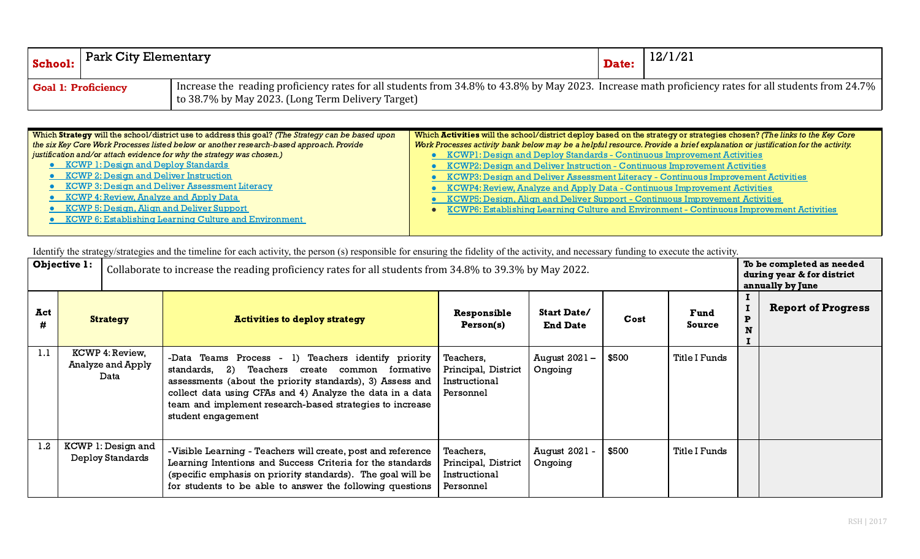| **School:** | Park City Elementary | **Date:** | 12/1/21 |
|---|---|---|---|

| **Goal 1: Proficiency** | Increase the reading proficiency rates for all students from 34.8% to 43.8% by May 2023. Increase math proficiency rates for all students from 24.7% to 38.7% by May 2023. (Long Term Delivery Target) |
|---|---|

| Which **Strategy** will the school/district use to address this goal? *(The Strategy can be based upon the six Key Core Work Processes listed below or another research-based approach. Provide justification and/or attach evidence for why the strategy was chosen.)* | Which **Activities** will the school/district deploy based on the strategy or strategies chosen? *(The links to the Key Core Work Processes activity bank below may be a helpful resource. Provide a brief explanation or justification for the activity.* |
|---|---|
| • KCWP 1: Design and Deploy Standards<br>• KCWP 2: Design and Deliver Instruction<br>• KCWP 3: Design and Deliver Assessment Literacy<br>• KCWP 4: Review, Analyze and Apply Data<br>• KCWP 5: Design, Align and Deliver Support<br>• KCWP 6: Establishing Learning Culture and Environment | • KCWP1: Design and Deploy Standards - Continuous Improvement Activities<br>• KCWP2: Design and Deliver Instruction - Continuous Improvement Activities<br>• KCWP3: Design and Deliver Assessment Literacy - Continuous Improvement Activities<br>• KCWP4: Review, Analyze and Apply Data - Continuous Improvement Activities<br>• KCWP5: Design, Align and Deliver Support - Continuous Improvement Activities<br>• KCWP6: Establishing Learning Culture and Environment - Continuous Improvement Activities |

Identify the strategy/strategies and the timeline for each activity, the person (s) responsible for ensuring the fidelity of the activity, and necessary funding to execute the activity.

| **Objective 1:** | Collaborate to increase the reading proficiency rates for all students from 34.8% to 39.3% by May 2022. | | | | | | **To be completed as needed during year & for district annually by June** | |
|---|---|---|---|---|---|---|---|---|
| **Act #** | **Strategy** | **Activities to deploy strategy** | **Responsible Person(s)** | **Start Date/ End Date** | **Cost** | **Fund Source** | **IIPNI** | **Report of Progress** |
| 1.1 | KCWP 4: Review, Analyze and Apply Data | -Data Teams Process - 1) Teachers identify priority standards, 2) Teachers create common formative assessments (about the priority standards), 3) Assess and collect data using CFAs and 4) Analyze the data in a data team and implement research-based strategies to increase student engagement | Teachers, Principal, District Instructional Personnel | August 2021 – Ongoing | $500 | Title I Funds | | |
| 1.2 | KCWP 1: Design and Deploy Standards | -Visible Learning - Teachers will create, post and reference Learning Intentions and Success Criteria for the standards (specific emphasis on priority standards). The goal will be for students to be able to answer the following questions | Teachers, Principal, District Instructional Personnel | August 2021 - Ongoing | $500 | Title I Funds | | |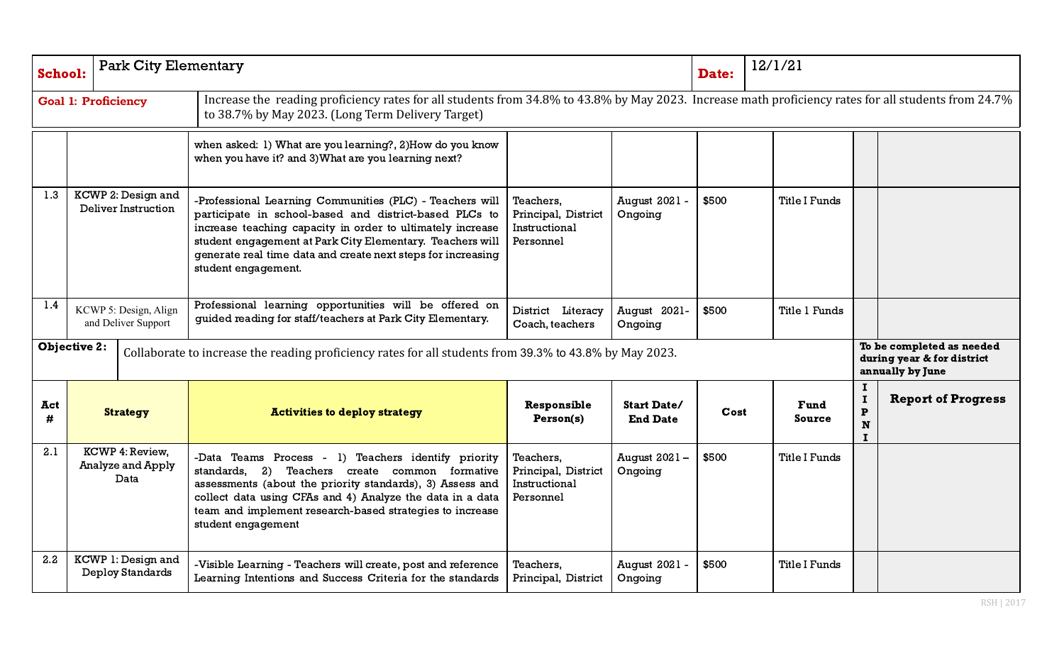| School: | Park City Elementary | Date: | 12/1/21 |
|---|---|---|---|

**Goal 1: Proficiency** — Increase the reading proficiency rates for all students from 34.8% to 43.8% by May 2023. Increase math proficiency rates for all students from 24.7% to 38.7% by May 2023. (Long Term Delivery Target)

| Act # | Strategy | Activities to deploy strategy | Responsible Person(s) | Start Date/ End Date | Cost | Fund Source | IIPNI | Report of Progress |
|---|---|---|---|---|---|---|---|---|
| | | when asked: 1) What are you learning?, 2)How do you know when you have it? and 3)What are you learning next? | | | | | | |
| 1.3 | KCWP 2: Design and Deliver Instruction | -Professional Learning Communities (PLC) - Teachers will participate in school-based and district-based PLCs to increase teaching capacity in order to ultimately increase student engagement at Park City Elementary. Teachers will generate real time data and create next steps for increasing student engagement. | Teachers, Principal, District Instructional Personnel | August 2021 - Ongoing | $500 | Title I Funds | | |
| 1.4 | KCWP 5: Design, Align and Deliver Support | Professional learning opportunities will be offered on guided reading for staff/teachers at Park City Elementary. | District Literacy Coach, teachers | August 2021- Ongoing | $500 | Title 1 Funds | | |

**Objective 2:** Collaborate to increase the reading proficiency rates for all students from 39.3% to 43.8% by May 2023.

**To be completed as needed during year & for district annually by June**

| Act # | Strategy | Activities to deploy strategy | Responsible Person(s) | Start Date/ End Date | Cost | Fund Source | IIPNI | Report of Progress |
|---|---|---|---|---|---|---|---|---|
| 2.1 | KCWP 4: Review, Analyze and Apply Data | -Data Teams Process - 1) Teachers identify priority standards, 2) Teachers create common formative assessments (about the priority standards), 3) Assess and collect data using CFAs and 4) Analyze the data in a data team and implement research-based strategies to increase student engagement | Teachers, Principal, District Instructional Personnel | August 2021 – Ongoing | $500 | Title I Funds | | |
| 2.2 | KCWP 1: Design and Deploy Standards | -Visible Learning - Teachers will create, post and reference Learning Intentions and Success Criteria for the standards | Teachers, Principal, District | August 2021 - Ongoing | $500 | Title I Funds | | |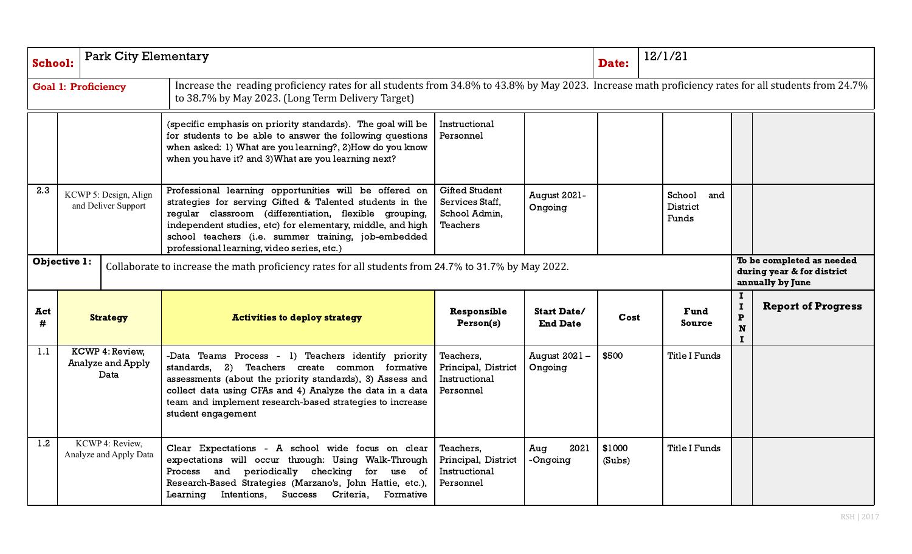| **School:** | Park City Elementary | **Date:** | 12/1/21 |
|---|---|---|---|

| **Goal 1: Proficiency** | Increase the reading proficiency rates for all students from 34.8% to 43.8% by May 2023. Increase math proficiency rates for all students from 24.7% to 38.7% by May 2023. (Long Term Delivery Target) |
|---|---|

| | | | | | | | | |
|---|---|---|---|---|---|---|---|---|
| | | (specific emphasis on priority standards). The goal will be for students to be able to answer the following questions when asked: 1) What are you learning?, 2)How do you know when you have it? and 3)What are you learning next? | Instructional Personnel | | | | | |
| 2.3 | KCWP 5: Design, Align and Deliver Support | Professional learning opportunities will be offered on strategies for serving Gifted & Talented students in the regular classroom (differentiation, flexible grouping, independent studies, etc) for elementary, middle, and high school teachers (i.e. summer training, job-embedded professional learning, video series, etc.) | Gifted Student Services Staff, School Admin, Teachers | August 2021- Ongoing | | School and District Funds | | |

**Objective 1:** Collaborate to increase the math proficiency rates for all students from 24.7% to 31.7% by May 2022.

**To be completed as needed during year & for district annually by June**

| Act # | Strategy | Activities to deploy strategy | Responsible Person(s) | Start Date/ End Date | Cost | Fund Source | I I P N I | Report of Progress |
|---|---|---|---|---|---|---|---|---|
| 1.1 | KCWP 4: Review, Analyze and Apply Data | -Data Teams Process - 1) Teachers identify priority standards, 2) Teachers create common formative assessments (about the priority standards), 3) Assess and collect data using CFAs and 4) Analyze the data in a data team and implement research-based strategies to increase student engagement | Teachers, Principal, District Instructional Personnel | August 2021 – Ongoing | $500 | Title I Funds | | |
| 1.2 | KCWP 4: Review, Analyze and Apply Data | Clear Expectations - A school wide focus on clear expectations will occur through: Using Walk-Through Process and periodically checking for use of Research-Based Strategies (Marzano's, John Hattie, etc.), Learning Intentions, Success Criteria, Formative | Teachers, Principal, District Instructional Personnel | Aug 2021 -Ongoing | $1000 (Subs) | Title I Funds | | |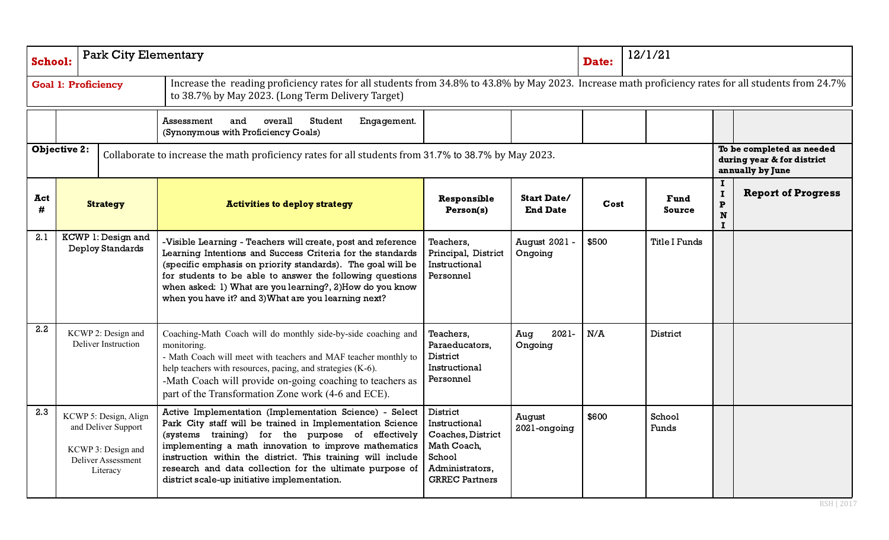| **School:** | Park City Elementary | **Date:** | 12/1/21 |
|---|---|---|---|

| **Goal 1: Proficiency** | Increase the reading proficiency rates for all students from 34.8% to 43.8% by May 2023. Increase math proficiency rates for all students from 24.7% to 38.7% by May 2023. (Long Term Delivery Target) |
|---|---|

| | | Assessment and overall Student Engagement. (Synonymous with Proficiency Goals) | | | | | | |
|---|---|---|---|---|---|---|---|---|
| **Objective 2:** | Collaborate to increase the math proficiency rates for all students from 31.7% to 38.7% by May 2023. | | | | | | **To be completed as needed during year & for district annually by June** | |
| **Act #** | **Strategy** | **Activities to deploy strategy** | **Responsible Person(s)** | **Start Date/ End Date** | **Cost** | **Fund Source** | **I I P N I** | **Report of Progress** |
| 2.1 | KCWP 1: Design and Deploy Standards | -Visible Learning - Teachers will create, post and reference Learning Intentions and Success Criteria for the standards (specific emphasis on priority standards). The goal will be for students to be able to answer the following questions when asked: 1) What are you learning?, 2)How do you know when you have it? and 3)What are you learning next? | Teachers, Principal, District Instructional Personnel | August 2021 - Ongoing | $500 | Title I Funds | | |
| 2.2 | KCWP 2: Design and Deliver Instruction | Coaching-Math Coach will do monthly side-by-side coaching and monitoring.<br>- Math Coach will meet with teachers and MAF teacher monthly to help teachers with resources, pacing, and strategies (K-6).<br>-Math Coach will provide on-going coaching to teachers as part of the Transformation Zone work (4-6 and ECE). | Teachers, Paraeducators, District Instructional Personnel | Aug 2021- Ongoing | N/A | District | | |
| 2.3 | KCWP 5: Design, Align and Deliver Support<br><br>KCWP 3: Design and Deliver Assessment Literacy | Active Implementation (Implementation Science) - Select Park City staff will be trained in Implementation Science (systems training) for the purpose of effectively implementing a math innovation to improve mathematics instruction within the district. This training will include research and data collection for the ultimate purpose of district scale-up initiative implementation. | District Instructional Coaches, District Math Coach, School Administrators, GRREC Partners | August 2021-ongoing | $600 | School Funds | | |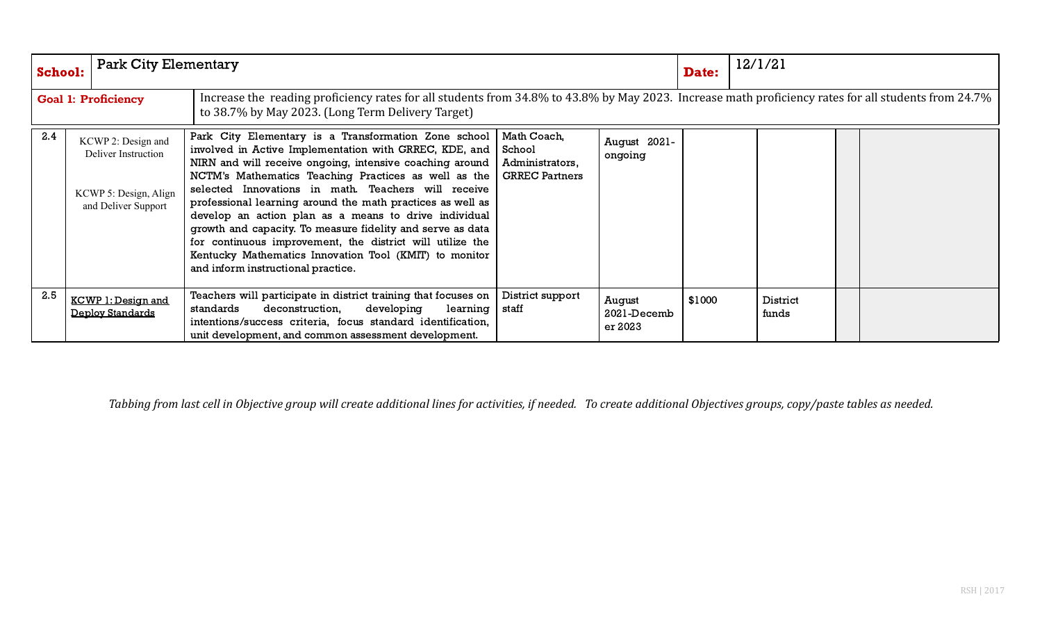| **School:** | Park City Elementary | | | | | **Date:** | 12/1/21 | |
|---|---|---|---|---|---|---|---|---|
| **Goal 1: Proficiency** | | Increase the reading proficiency rates for all students from 34.8% to 43.8% by May 2023. Increase math proficiency rates for all students from 24.7% to 38.7% by May 2023. (Long Term Delivery Target) | | | | | | |
| 2.4 | KCWP 2: Design and Deliver Instruction<br><br>KCWP 5: Design, Align and Deliver Support | Park City Elementary is a Transformation Zone school involved in Active Implementation with GRREC, KDE, and NIRN and will receive ongoing, intensive coaching around NCTM's Mathematics Teaching Practices as well as the selected Innovations in math. Teachers will receive professional learning around the math practices as well as develop an action plan as a means to drive individual growth and capacity. To measure fidelity and serve as data for continuous improvement, the district will utilize the Kentucky Mathematics Innovation Tool (KMIT) to monitor and inform instructional practice. | Math Coach, School Administrators, GRREC Partners | August 2021-ongoing | | | | |
| 2.5 | KCWP 1: Design and Deploy Standards | Teachers will participate in district training that focuses on standards deconstruction, developing learning intentions/success criteria, focus standard identification, unit development, and common assessment development. | District support staff | August 2021-December 2023 | $1000 | District funds | | |

*Tabbing from last cell in Objective group will create additional lines for activities, if needed. To create additional Objectives groups, copy/paste tables as needed.*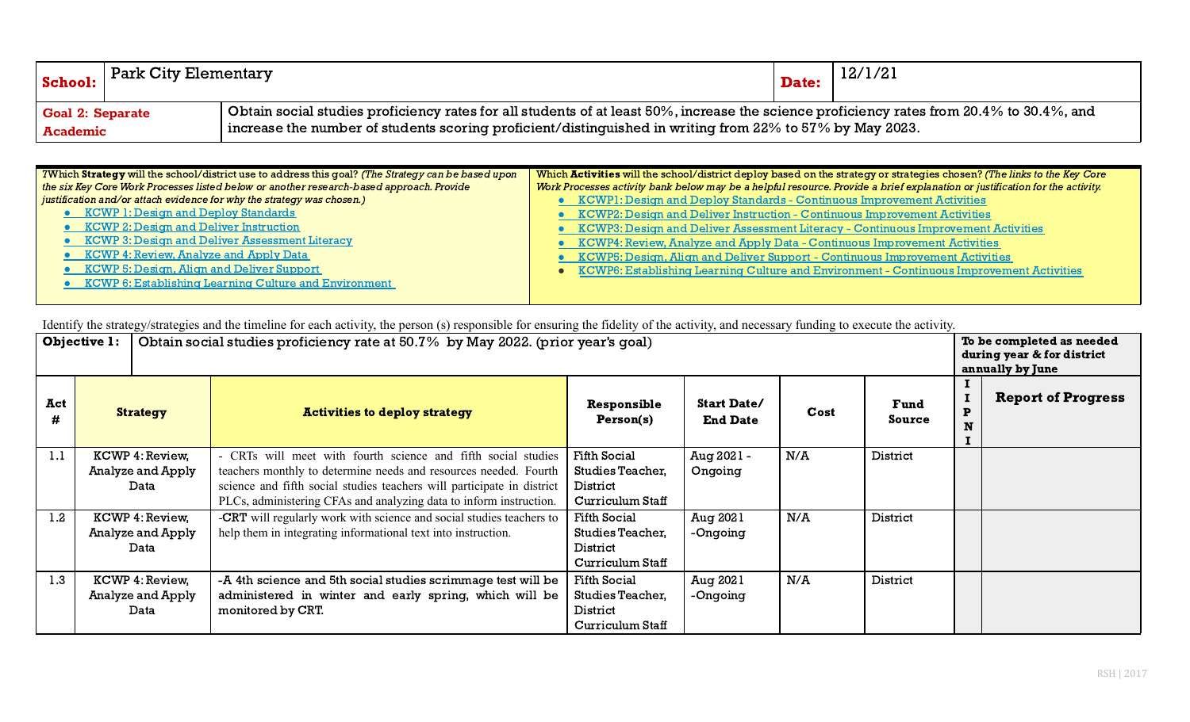| **School:** | Park City Elementary | **Date:** | 12/1/21 |
|---|---|---|---|
| **Goal 2: Separate Academic** | Obtain social studies proficiency rates for all students of at least 50%, increase the science proficiency rates from 20.4% to 30.4%, and increase the number of students scoring proficient/distinguished in writing from 22% to 57% by May 2023. | | |

| ?Which **Strategy** will the school/district use to address this goal? *(The Strategy can be based upon the six Key Core Work Processes listed below or another research-based approach. Provide justification and/or attach evidence for why the strategy was chosen.)* | Which **Activities** will the school/district deploy based on the strategy or strategies chosen? *(The links to the Key Core Work Processes activity bank below may be a helpful resource. Provide a brief explanation or justification for the activity.* |
|---|---|
| • KCWP 1: Design and Deploy Standards<br>• KCWP 2: Design and Deliver Instruction<br>• KCWP 3: Design and Deliver Assessment Literacy<br>• KCWP 4: Review, Analyze and Apply Data<br>• KCWP 5: Design, Align and Deliver Support<br>• KCWP 6: Establishing Learning Culture and Environment | • KCWP1: Design and Deploy Standards - Continuous Improvement Activities<br>• KCWP2: Design and Deliver Instruction - Continuous Improvement Activities<br>• KCWP3: Design and Deliver Assessment Literacy - Continuous Improvement Activities<br>• KCWP4: Review, Analyze and Apply Data - Continuous Improvement Activities<br>• KCWP5: Design, Align and Deliver Support - Continuous Improvement Activities<br>• KCWP6: Establishing Learning Culture and Environment - Continuous Improvement Activities |

Identify the strategy/strategies and the timeline for each activity, the person (s) responsible for ensuring the fidelity of the activity, and necessary funding to execute the activity.

| **Objective 1:** | Obtain social studies proficiency rate at 50.7% by May 2022. (prior year's goal) | | | | | | **To be completed as needed during year & for district annually by June** | |
|---|---|---|---|---|---|---|---|---|
| **Act #** | **Strategy** | **Activities to deploy strategy** | **Responsible Person(s)** | **Start Date/ End Date** | **Cost** | **Fund Source** | **I I P N I** | **Report of Progress** |
| 1.1 | KCWP 4: Review, Analyze and Apply Data | - CRTs will meet with fourth science and fifth social studies teachers monthly to determine needs and resources needed. Fourth science and fifth social studies teachers will participate in district PLCs, administering CFAs and analyzing data to inform instruction. | Fifth Social Studies Teacher, District Curriculum Staff | Aug 2021 - Ongoing | N/A | District | | |
| 1.2 | KCWP 4: Review, Analyze and Apply Data | -CRT will regularly work with science and social studies teachers to help them in integrating informational text into instruction. | Fifth Social Studies Teacher, District Curriculum Staff | Aug 2021 -Ongoing | N/A | District | | |
| 1.3 | KCWP 4: Review, Analyze and Apply Data | -A 4th science and 5th social studies scrimmage test will be administered in winter and early spring, which will be monitored by CRT. | Fifth Social Studies Teacher, District Curriculum Staff | Aug 2021 -Ongoing | N/A | District | | |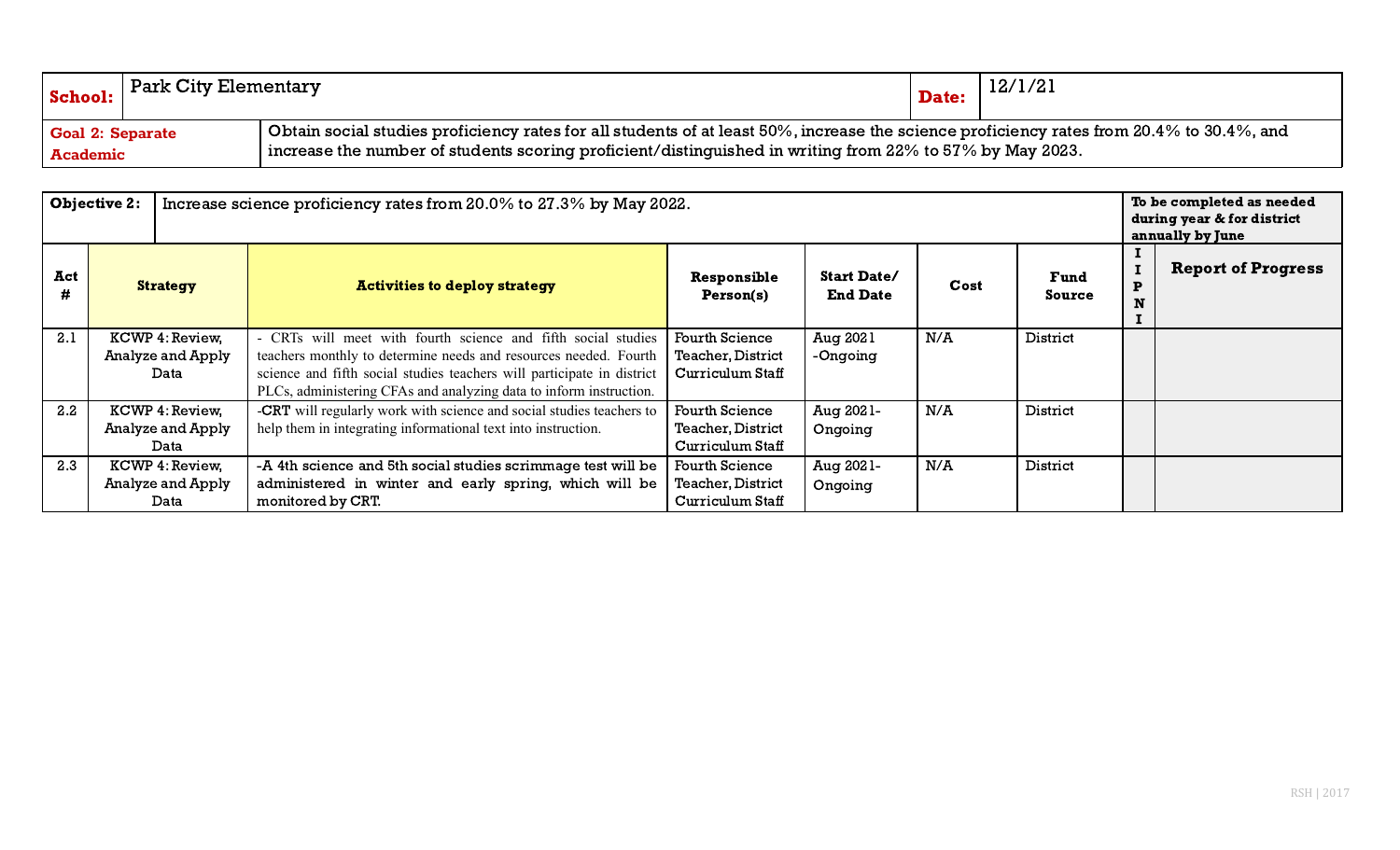| School: | Park City Elementary | Date: | 12/1/21 |
|---|---|---|---|

| Goal 2: Separate Academic | Obtain social studies proficiency rates for all students of at least 50%, increase the science proficiency rates from 20.4% to 30.4%, and increase the number of students scoring proficient/distinguished in writing from 22% to 57% by May 2023. |
|---|---|

| **Objective 2:** | Increase science proficiency rates from 20.0% to 27.3% by May 2022. | | | | | | **To be completed as needed during year & for district annually by June** | |
|---|---|---|---|---|---|---|---|---|
| **Act #** | **Strategy** | **Activities to deploy strategy** | **Responsible Person(s)** | **Start Date/ End Date** | **Cost** | **Fund Source** | **IIPNI** | **Report of Progress** |
| 2.1 | KCWP 4: Review, Analyze and Apply Data | - CRTs will meet with fourth science and fifth social studies teachers monthly to determine needs and resources needed. Fourth science and fifth social studies teachers will participate in district PLCs, administering CFAs and analyzing data to inform instruction. | Fourth Science Teacher, District Curriculum Staff | Aug 2021 -Ongoing | N/A | District | | |
| 2.2 | KCWP 4: Review, Analyze and Apply Data | -CRT will regularly work with science and social studies teachers to help them in integrating informational text into instruction. | Fourth Science Teacher, District Curriculum Staff | Aug 2021- Ongoing | N/A | District | | |
| 2.3 | KCWP 4: Review, Analyze and Apply Data | -A 4th science and 5th social studies scrimmage test will be administered in winter and early spring, which will be monitored by CRT. | Fourth Science Teacher, District Curriculum Staff | Aug 2021- Ongoing | N/A | District | | |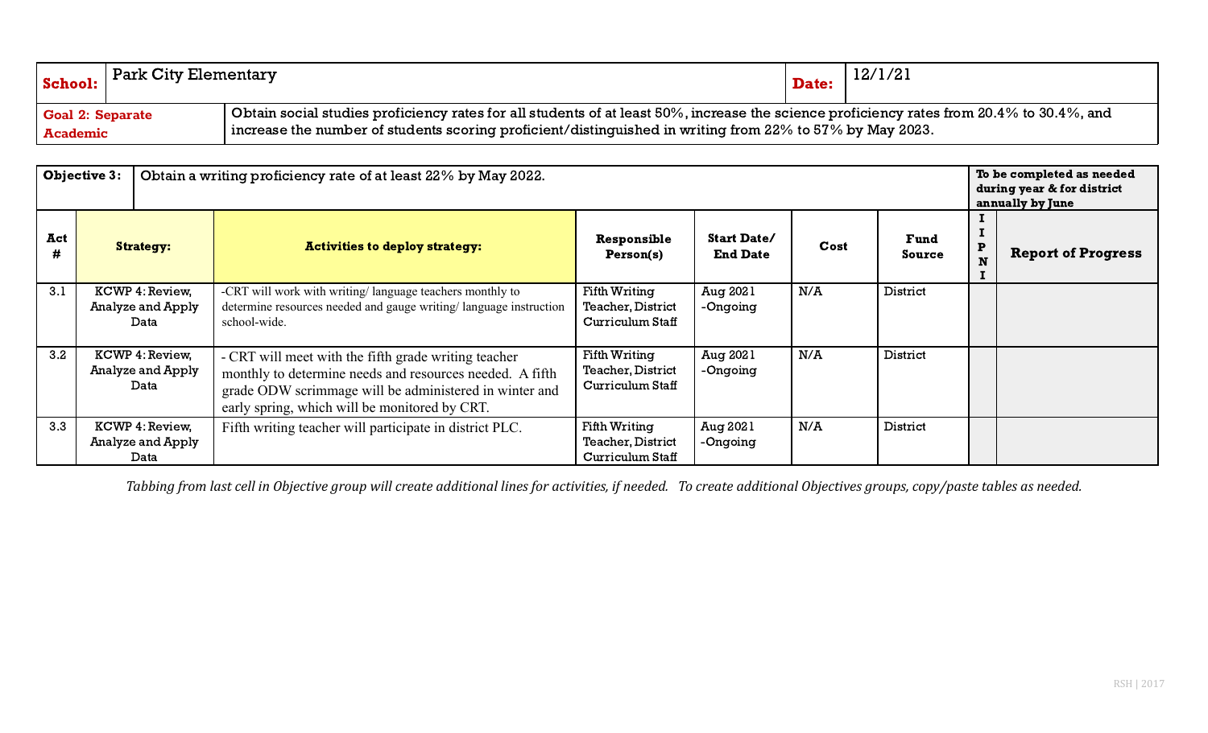| **School:** | Park City Elementary | **Date:** | 12/1/21 |
|---|---|---|---|
| **Goal 2: Separate Academic** | Obtain social studies proficiency rates for all students of at least 50%, increase the science proficiency rates from 20.4% to 30.4%, and increase the number of students scoring proficient/distinguished in writing from 22% to 57% by May 2023. | | |

| **Objective 3:** | Obtain a writing proficiency rate of at least 22% by May 2022. | | | | | | **To be completed as needed during year & for district annually by June** | |
|---|---|---|---|---|---|---|---|---|
| **Act #** | **Strategy:** | **Activities to deploy strategy:** | **Responsible Person(s)** | **Start Date/ End Date** | **Cost** | **Fund Source** | **IIPNI** | **Report of Progress** |
| 3.1 | KCWP 4: Review, Analyze and Apply Data | -CRT will work with writing/ language teachers monthly to determine resources needed and gauge writing/ language instruction school-wide. | Fifth Writing Teacher, District Curriculum Staff | Aug 2021 -Ongoing | N/A | District | | |
| 3.2 | KCWP 4: Review, Analyze and Apply Data | - CRT will meet with the fifth grade writing teacher monthly to determine needs and resources needed. A fifth grade ODW scrimmage will be administered in winter and early spring, which will be monitored by CRT. | Fifth Writing Teacher, District Curriculum Staff | Aug 2021 -Ongoing | N/A | District | | |
| 3.3 | KCWP 4: Review, Analyze and Apply Data | Fifth writing teacher will participate in district PLC. | Fifth Writing Teacher, District Curriculum Staff | Aug 2021 -Ongoing | N/A | District | | |

*Tabbing from last cell in Objective group will create additional lines for activities, if needed. To create additional Objectives groups, copy/paste tables as needed.*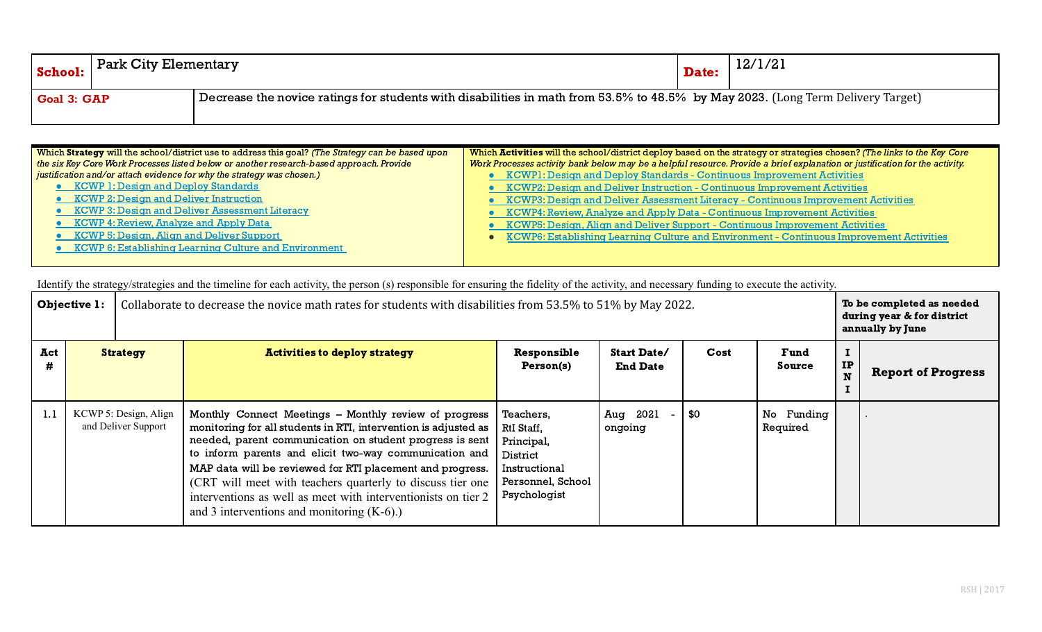| **School:** | Park City Elementary | **Date:** | 12/1/21 |
|---|---|---|---|

| **Goal 3: GAP** | Decrease the novice ratings for students with disabilities in math from 53.5% to 48.5% by May 2023. (Long Term Delivery Target) |
|---|---|

| Which **Strategy** will the school/district use to address this goal? *(The Strategy can be based upon the six Key Core Work Processes listed below or another research-based approach. Provide justification and/or attach evidence for why the strategy was chosen.)* | Which **Activities** will the school/district deploy based on the strategy or strategies chosen? *(The links to the Key Core Work Processes activity bank below may be a helpful resource. Provide a brief explanation or justification for the activity.* |
|---|---|
| • KCWP 1: Design and Deploy Standards<br>• KCWP 2: Design and Deliver Instruction<br>• KCWP 3: Design and Deliver Assessment Literacy<br>• KCWP 4: Review, Analyze and Apply Data<br>• KCWP 5: Design, Align and Deliver Support<br>• KCWP 6: Establishing Learning Culture and Environment | • KCWP1: Design and Deploy Standards - Continuous Improvement Activities<br>• KCWP2: Design and Deliver Instruction - Continuous Improvement Activities<br>• KCWP3: Design and Deliver Assessment Literacy - Continuous Improvement Activities<br>• KCWP4: Review, Analyze and Apply Data - Continuous Improvement Activities<br>• KCWP5: Design, Align and Deliver Support - Continuous Improvement Activities<br>• KCWP6: Establishing Learning Culture and Environment - Continuous Improvement Activities |

Identify the strategy/strategies and the timeline for each activity, the person (s) responsible for ensuring the fidelity of the activity, and necessary funding to execute the activity.

| **Objective 1:** | Collaborate to decrease the novice math rates for students with disabilities from 53.5% to 51% by May 2022. | | | | | | **To be completed as needed during year & for district annually by June** | |
|---|---|---|---|---|---|---|---|---|
| **Act #** | **Strategy** | **Activities to deploy strategy** | **Responsible Person(s)** | **Start Date/ End Date** | **Cost** | **Fund Source** | **I IP N I** | **Report of Progress** |
| 1.1 | KCWP 5: Design, Align and Deliver Support | Monthly Connect Meetings – Monthly review of progress monitoring for all students in RTI, intervention is adjusted as needed, parent communication on student progress is sent to inform parents and elicit two-way communication and MAP data will be reviewed for RTI placement and progress. (CRT will meet with teachers quarterly to discuss tier one interventions as well as meet with interventionists on tier 2 and 3 interventions and monitoring (K-6).) | Teachers, RtI Staff, Principal, District Instructional Personnel, School Psychologist | Aug 2021 - ongoing | $0 | No Funding Required | | . |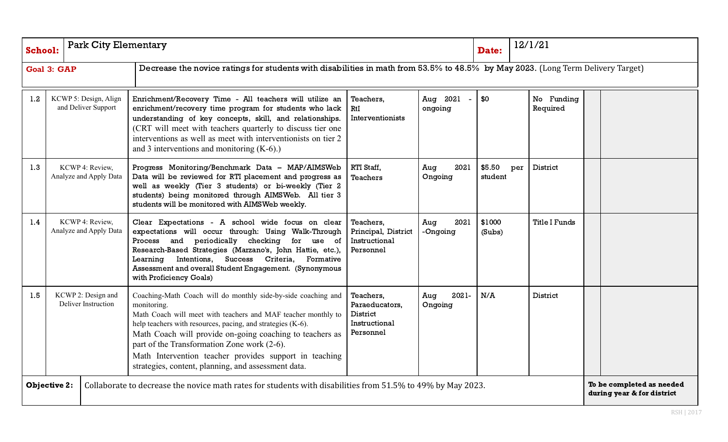| **School:** | Park City Elementary | | | | **Date:** | 12/1/21 | |
|---|---|---|---|---|---|---|---|
| **Goal 3: GAP** | Decrease the novice ratings for students with disabilities in math from 53.5% to 48.5% by May 2023. (Long Term Delivery Target) | | | | | | |

| | | | | | | | | |
|---|---|---|---|---|---|---|---|---|
| 1.2 | KCWP 5: Design, Align and Deliver Support | Enrichment/Recovery Time - All teachers will utilize an enrichment/recovery time program for students who lack understanding of key concepts, skill, and relationships. (CRT will meet with teachers quarterly to discuss tier one interventions as well as meet with interventionists on tier 2 and 3 interventions and monitoring (K-6).) | Teachers, RtI Interventionists | Aug 2021 - ongoing | $0 | No Funding Required | | |
| 1.3 | KCWP 4: Review, Analyze and Apply Data | Progress Monitoring/Benchmark Data – MAP/AIMSWeb Data will be reviewed for RTI placement and progress as well as weekly (Tier 3 students) or bi-weekly (Tier 2 students) being monitored through AIMSWeb. All tier 3 students will be monitored with AIMSWeb weekly. | RTI Staff, Teachers | Aug 2021 Ongoing | $5.50 per student | District | | |
| 1.4 | KCWP 4: Review, Analyze and Apply Data | Clear Expectations - A school wide focus on clear expectations will occur through: Using Walk-Through Process and periodically checking for use of Research-Based Strategies (Marzano's, John Hattie, etc.), Learning Intentions, Success Criteria, Formative Assessment and overall Student Engagement. (Synonymous with Proficiency Goals) | Teachers, Principal, District Instructional Personnel | Aug 2021 -Ongoing | $1000 (Subs) | Title I Funds | | |
| 1.5 | KCWP 2: Design and Deliver Instruction | Coaching-Math Coach will do monthly side-by-side coaching and monitoring.<br>Math Coach will meet with teachers and MAF teacher monthly to help teachers with resources, pacing, and strategies (K-6).<br>Math Coach will provide on-going coaching to teachers as part of the Transformation Zone work (2-6).<br>Math Intervention teacher provides support in teaching strategies, content, planning, and assessment data. | Teachers, Paraeducators, District Instructional Personnel | Aug 2021- Ongoing | N/A | District | | |
| **Objective 2:** | Collaborate to decrease the novice math rates for students with disabilities from 51.5% to 49% by May 2023. | | | | | | **To be completed as needed during year & for district** | |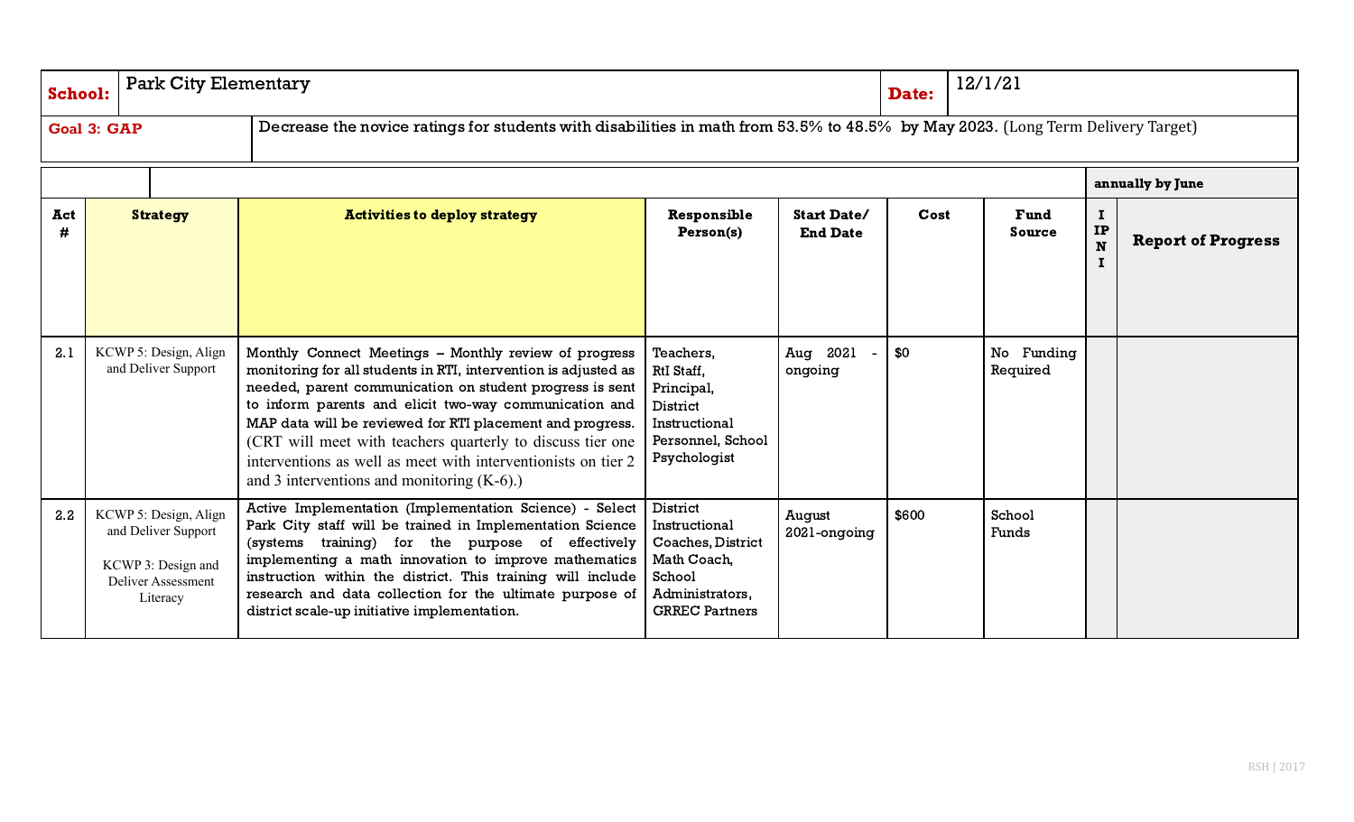| **School:** | Park City Elementary | **Date:** | 12/1/21 |
|---|---|---|---|
| **Goal 3: GAP** | Decrease the novice ratings for students with disabilities in math from 53.5% to 48.5% by May 2023. (Long Term Delivery Target) | | |

| | | | | | | | annually by June | |
|---|---|---|---|---|---|---|---|---|
| **Act #** | **Strategy** | **Activities to deploy strategy** | **Responsible Person(s)** | **Start Date/ End Date** | **Cost** | **Fund Source** | **I IP N I** | **Report of Progress** |
| 2.1 | KCWP 5: Design, Align and Deliver Support | Monthly Connect Meetings – Monthly review of progress monitoring for all students in RTI, intervention is adjusted as needed, parent communication on student progress is sent to inform parents and elicit two-way communication and MAP data will be reviewed for RTI placement and progress. (CRT will meet with teachers quarterly to discuss tier one interventions as well as meet with interventionists on tier 2 and 3 interventions and monitoring (K-6).) | Teachers, RtI Staff, Principal, District Instructional Personnel, School Psychologist | Aug 2021 - ongoing | $0 | No Funding Required | | |
| 2.2 | KCWP 5: Design, Align and Deliver Support<br><br>KCWP 3: Design and Deliver Assessment Literacy | Active Implementation (Implementation Science) - Select Park City staff will be trained in Implementation Science (systems training) for the purpose of effectively implementing a math innovation to improve mathematics instruction within the district. This training will include research and data collection for the ultimate purpose of district scale-up initiative implementation. | District Instructional Coaches, District Math Coach, School Administrators, GRREC Partners | August 2021-ongoing | $600 | School Funds | | |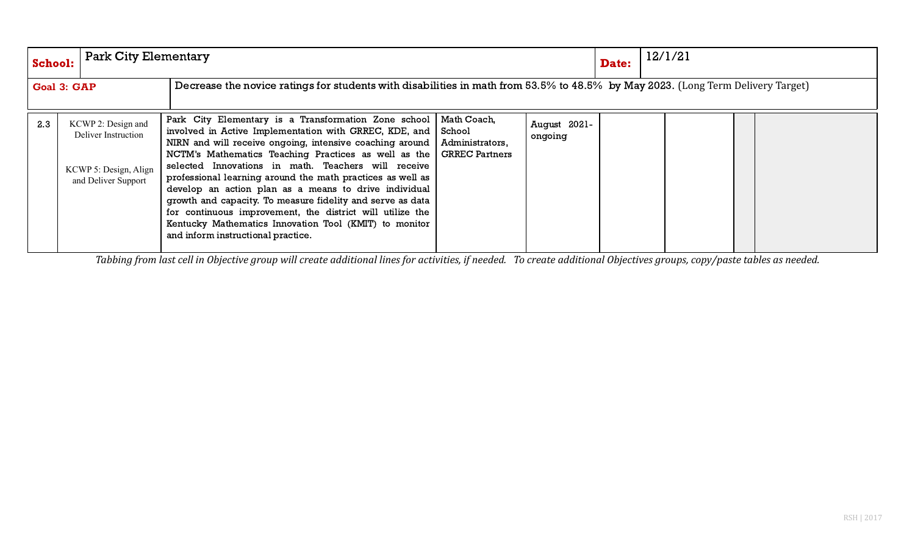| **School:** | Park City Elementary | | | | | | **Date:** | 12/1/21 |
|---|---|---|---|---|---|---|---|---|
| **Goal 3: GAP** | | Decrease the novice ratings for students with disabilities in math from 53.5% to 48.5% by May 2023. (Long Term Delivery Target) | | | | | | |
| 2.3 | KCWP 2: Design and Deliver Instruction<br><br>KCWP 5: Design, Align and Deliver Support | Park City Elementary is a Transformation Zone school involved in Active Implementation with GRREC, KDE, and NIRN and will receive ongoing, intensive coaching around NCTM's Mathematics Teaching Practices as well as the selected Innovations in math. Teachers will receive professional learning around the math practices as well as develop an action plan as a means to drive individual growth and capacity. To measure fidelity and serve as data for continuous improvement, the district will utilize the Kentucky Mathematics Innovation Tool (KMIT) to monitor and inform instructional practice. | Math Coach, School Administrators, GRREC Partners | August 2021-ongoing | | | | |

*Tabbing from last cell in Objective group will create additional lines for activities, if needed. To create additional Objectives groups, copy/paste tables as needed.*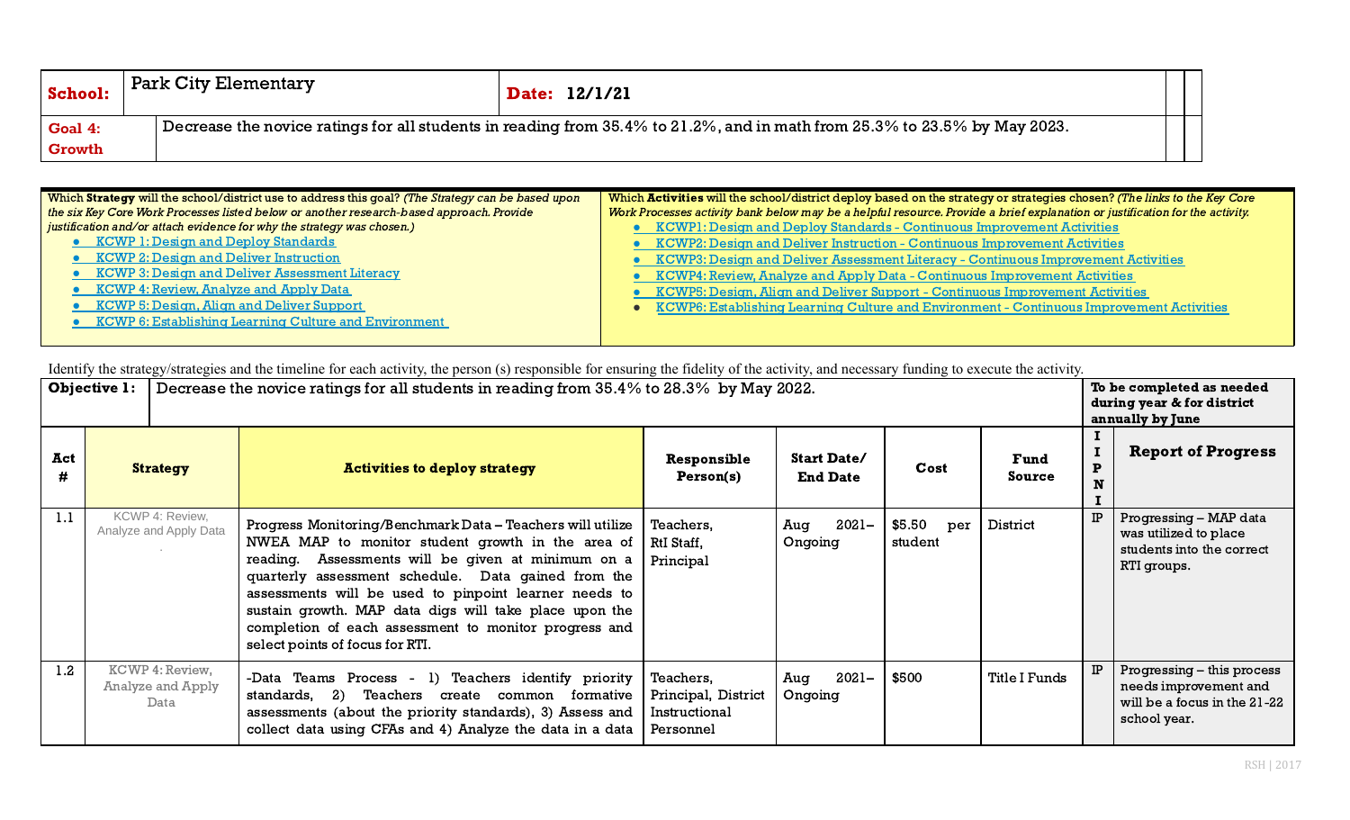| **School:** | Park City Elementary | **Date: 12/1/21** |
|---|---|---|
| **Goal 4: Growth** | Decrease the novice ratings for all students in reading from 35.4% to 21.2%, and in math from 25.3% to 23.5% by May 2023. | |

| Which **Strategy** will the school/district use to address this goal? *(The Strategy can be based upon the six Key Core Work Processes listed below or another research-based approach. Provide justification and/or attach evidence for why the strategy was chosen.)* | Which **Activities** will the school/district deploy based on the strategy or strategies chosen? *(The links to the Key Core Work Processes activity bank below may be a helpful resource. Provide a brief explanation or justification for the activity.* |
|---|---|
| • KCWP 1: Design and Deploy Standards<br>• KCWP 2: Design and Deliver Instruction<br>• KCWP 3: Design and Deliver Assessment Literacy<br>• KCWP 4: Review, Analyze and Apply Data<br>• KCWP 5: Design, Align and Deliver Support<br>• KCWP 6: Establishing Learning Culture and Environment | • KCWP1: Design and Deploy Standards - Continuous Improvement Activities<br>• KCWP2: Design and Deliver Instruction - Continuous Improvement Activities<br>• KCWP3: Design and Deliver Assessment Literacy - Continuous Improvement Activities<br>• KCWP4: Review, Analyze and Apply Data - Continuous Improvement Activities<br>• KCWP5: Design, Align and Deliver Support - Continuous Improvement Activities<br>• KCWP6: Establishing Learning Culture and Environment - Continuous Improvement Activities |

Identify the strategy/strategies and the timeline for each activity, the person (s) responsible for ensuring the fidelity of the activity, and necessary funding to execute the activity.

| **Objective 1:** | Decrease the novice ratings for all students in reading from 35.4% to 28.3% by May 2022. | | | | | | **To be completed as needed during year & for district annually by June** | |
|---|---|---|---|---|---|---|---|---|
| **Act #** | **Strategy** | **Activities to deploy strategy** | **Responsible Person(s)** | **Start Date/ End Date** | **Cost** | **Fund Source** | **I I P N I** | **Report of Progress** |
| 1.1 | KCWP 4: Review, Analyze and Apply Data | Progress Monitoring/Benchmark Data – Teachers will utilize NWEA MAP to monitor student growth in the area of reading. Assessments will be given at minimum on a quarterly assessment schedule. Data gained from the assessments will be used to pinpoint learner needs to sustain growth. MAP data digs will take place upon the completion of each assessment to monitor progress and select points of focus for RTI. | Teachers, RtI Staff, Principal | Aug 2021– Ongoing | $5.50 per student | District | IP | Progressing – MAP data was utilized to place students into the correct RTI groups. |
| 1.2 | KCWP 4: Review, Analyze and Apply Data | -Data Teams Process - 1) Teachers identify priority standards, 2) Teachers create common formative assessments (about the priority standards), 3) Assess and collect data using CFAs and 4) Analyze the data in a data | Teachers, Principal, District Instructional Personnel | Aug 2021– Ongoing | $500 | Title I Funds | IP | Progressing – this process needs improvement and will be a focus in the 21-22 school year. |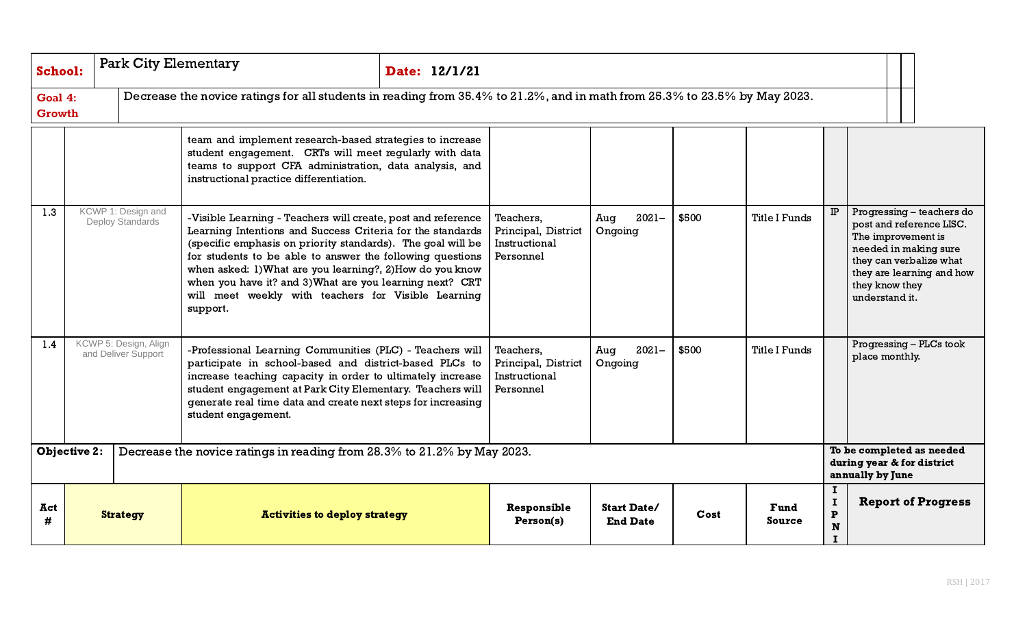| **School:** | Park City Elementary | **Date: 12/1/21** |
|---|---|---|
| **Goal 4: Growth** | Decrease the novice ratings for all students in reading from 35.4% to 21.2%, and in math from 25.3% to 23.5% by May 2023. | |

| | | | | | | | | |
|---|---|---|---|---|---|---|---|---|
| | | team and implement research-based strategies to increase student engagement. CRTs will meet regularly with data teams to support CFA administration, data analysis, and instructional practice differentiation. | | | | | | |
| 1.3 | KCWP 1: Design and Deploy Standards | -Visible Learning - Teachers will create, post and reference Learning Intentions and Success Criteria for the standards (specific emphasis on priority standards). The goal will be for students to be able to answer the following questions when asked: 1)What are you learning?, 2)How do you know when you have it? and 3)What are you learning next? CRT will meet weekly with teachers for Visible Learning support. | Teachers, Principal, District Instructional Personnel | Aug 2021– Ongoing | $500 | Title I Funds | IP | Progressing – teachers do post and reference LISC. The improvement is needed in making sure they can verbalize what they are learning and how they know they understand it. |
| 1.4 | KCWP 5: Design, Align and Deliver Support | -Professional Learning Communities (PLC) - Teachers will participate in school-based and district-based PLCs to increase teaching capacity in order to ultimately increase student engagement at Park City Elementary. Teachers will generate real time data and create next steps for increasing student engagement. | Teachers, Principal, District Instructional Personnel | Aug 2021– Ongoing | $500 | Title I Funds | | Progressing – PLCs took place monthly. |
| **Objective 2:** | Decrease the novice ratings in reading from 28.3% to 21.2% by May 2023. | | | | | | **To be completed as needed during year & for district annually by June** | |
| **Act #** | **Strategy** | **Activities to deploy strategy** | **Responsible Person(s)** | **Start Date/ End Date** | **Cost** | **Fund Source** | **I I P N I** | **Report of Progress** |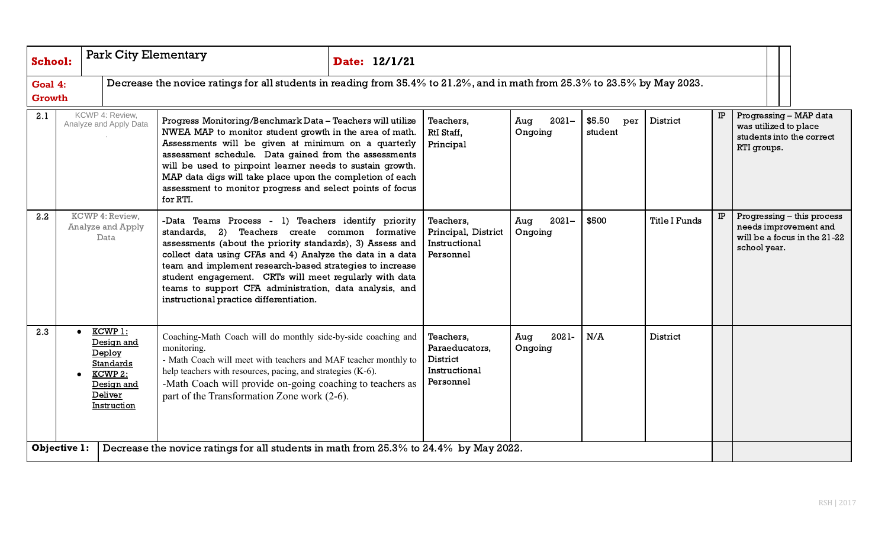| **School:** | Park City Elementary | **Date: 12/1/21** | | | | | | |
|---|---|---|---|---|---|---|---|---|
| **Goal 4: Growth** | Decrease the novice ratings for all students in reading from 35.4% to 21.2%, and in math from 25.3% to 23.5% by May 2023. | | | | | | | |
| 2.1 | KCWP 4: Review, Analyze and Apply Data | Progress Monitoring/Benchmark Data – Teachers will utilize NWEA MAP to monitor student growth in the area of math. Assessments will be given at minimum on a quarterly assessment schedule. Data gained from the assessments will be used to pinpoint learner needs to sustain growth. MAP data digs will take place upon the completion of each assessment to monitor progress and select points of focus for RTI. | Teachers, RtI Staff, Principal | Aug 2021– Ongoing | $5.50 per student | District | IP | Progressing – MAP data was utilized to place students into the correct RTI groups. |
| 2.2 | KCWP 4: Review, Analyze and Apply Data | -Data Teams Process - 1) Teachers identify priority standards, 2) Teachers create common formative assessments (about the priority standards), 3) Assess and collect data using CFAs and 4) Analyze the data in a data team and implement research-based strategies to increase student engagement. CRTs will meet regularly with data teams to support CFA administration, data analysis, and instructional practice differentiation. | Teachers, Principal, District Instructional Personnel | Aug 2021– Ongoing | $500 | Title I Funds | IP | Progressing – this process needs improvement and will be a focus in the 21-22 school year. |
| 2.3 | • KCWP 1: Design and Deploy Standards<br>• KCWP 2: Design and Deliver Instruction | Coaching-Math Coach will do monthly side-by-side coaching and monitoring.<br>- Math Coach will meet with teachers and MAF teacher monthly to help teachers with resources, pacing, and strategies (K-6).<br>-Math Coach will provide on-going coaching to teachers as part of the Transformation Zone work (2-6). | Teachers, Paraeducators, District Instructional Personnel | Aug 2021- Ongoing | N/A | District | | |
| **Objective 1:** | Decrease the novice ratings for all students in math from 25.3% to 24.4% by May 2022. | | | | | | | |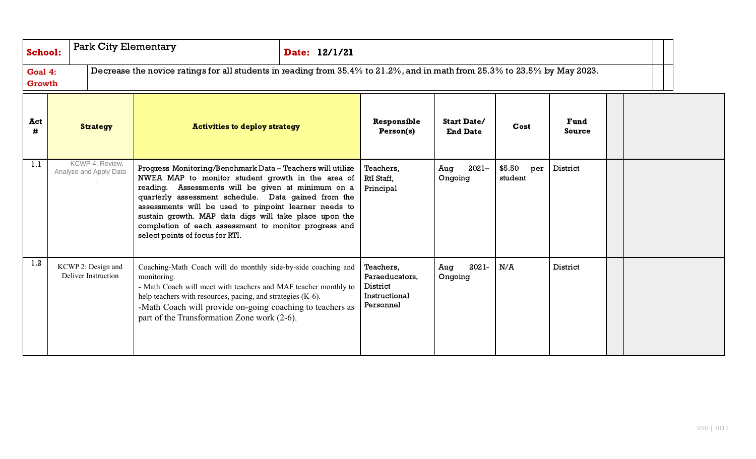| School: | Park City Elementary | Date: 12/1/21 |
|---|---|---|
| Goal 4: Growth | Decrease the novice ratings for all students in reading from 35.4% to 21.2%, and in math from 25.3% to 23.5% by May 2023. | |

| Act # | Strategy | Activities to deploy strategy | Responsible Person(s) | Start Date/ End Date | Cost | Fund Source | | |
|---|---|---|---|---|---|---|---|---|
| 1.1 | KCWP 4: Review, Analyze and Apply Data | Progress Monitoring/Benchmark Data – Teachers will utilize NWEA MAP to monitor student growth in the area of reading. Assessments will be given at minimum on a quarterly assessment schedule. Data gained from the assessments will be used to pinpoint learner needs to sustain growth. MAP data digs will take place upon the completion of each assessment to monitor progress and select points of focus for RTI. | Teachers, RtI Staff, Principal | Aug 2021– Ongoing | $5.50 per student | District | | |
| 1.2 | KCWP 2: Design and Deliver Instruction | Coaching-Math Coach will do monthly side-by-side coaching and monitoring.<br>- Math Coach will meet with teachers and MAF teacher monthly to help teachers with resources, pacing, and strategies (K-6).<br>-Math Coach will provide on-going coaching to teachers as part of the Transformation Zone work (2-6). | Teachers, Paraeducators, District Instructional Personnel | Aug 2021- Ongoing | N/A | District | | |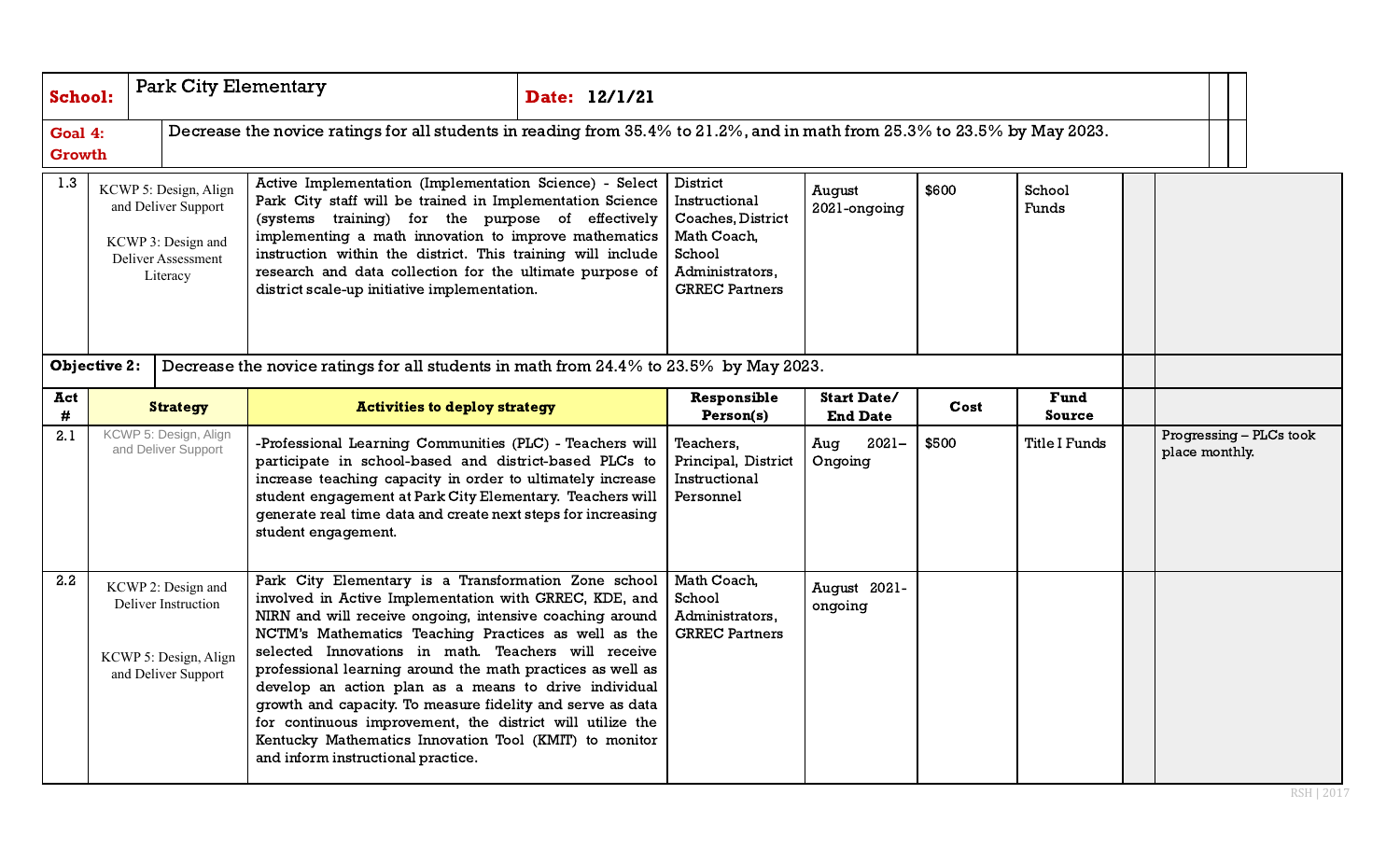| **School:** | Park City Elementary | | **Date: 12/1/21** | | | | | |
|---|---|---|---|---|---|---|---|---|
| **Goal 4: Growth** | Decrease the novice ratings for all students in reading from 35.4% to 21.2%, and in math from 25.3% to 23.5% by May 2023. | | | | | | | |
| 1.3 | KCWP 5: Design, Align and Deliver Support<br><br>KCWP 3: Design and Deliver Assessment Literacy | Active Implementation (Implementation Science) - Select Park City staff will be trained in Implementation Science (systems training) for the purpose of effectively implementing a math innovation to improve mathematics instruction within the district. This training will include research and data collection for the ultimate purpose of district scale-up initiative implementation. | District Instructional Coaches, District Math Coach, School Administrators, GRREC Partners | August 2021-ongoing | $600 | School Funds | | |
| **Objective 2:** | Decrease the novice ratings for all students in math from 24.4% to 23.5% by May 2023. | | | | | | | |
| **Act #** | **Strategy** | **Activities to deploy strategy** | **Responsible Person(s)** | **Start Date/ End Date** | **Cost** | **Fund Source** | | |
| 2.1 | KCWP 5: Design, Align and Deliver Support | -Professional Learning Communities (PLC) - Teachers will participate in school-based and district-based PLCs to increase teaching capacity in order to ultimately increase student engagement at Park City Elementary. Teachers will generate real time data and create next steps for increasing student engagement. | Teachers, Principal, District Instructional Personnel | Aug 2021– Ongoing | $500 | Title I Funds | | Progressing – PLCs took place monthly. |
| 2.2 | KCWP 2: Design and Deliver Instruction<br><br>KCWP 5: Design, Align and Deliver Support | Park City Elementary is a Transformation Zone school involved in Active Implementation with GRREC, KDE, and NIRN and will receive ongoing, intensive coaching around NCTM's Mathematics Teaching Practices as well as the selected Innovations in math. Teachers will receive professional learning around the math practices as well as develop an action plan as a means to drive individual growth and capacity. To measure fidelity and serve as data for continuous improvement, the district will utilize the Kentucky Mathematics Innovation Tool (KMIT) to monitor and inform instructional practice. | Math Coach, School Administrators, GRREC Partners | August 2021-ongoing | | | | |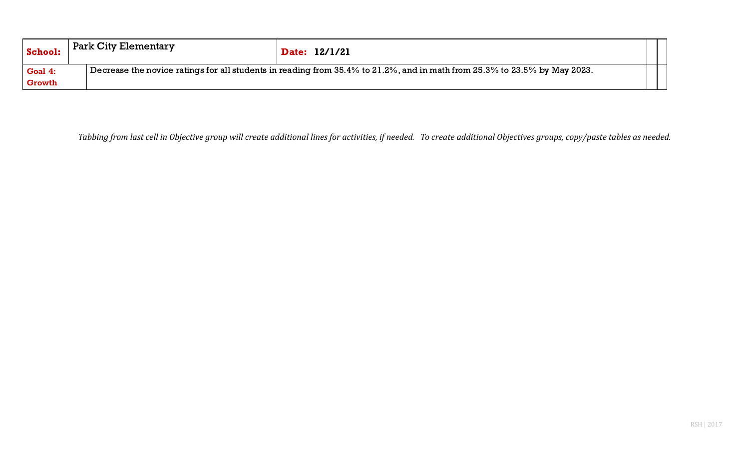| **School:** | Park City Elementary | **Date: 12/1/21** | | |
|---|---|---|---|---|
| **Goal 4: Growth** | Decrease the novice ratings for all students in reading from 35.4% to 21.2%, and in math from 25.3% to 23.5% by May 2023. | | | |

*Tabbing from last cell in Objective group will create additional lines for activities, if needed. To create additional Objectives groups, copy/paste tables as needed.*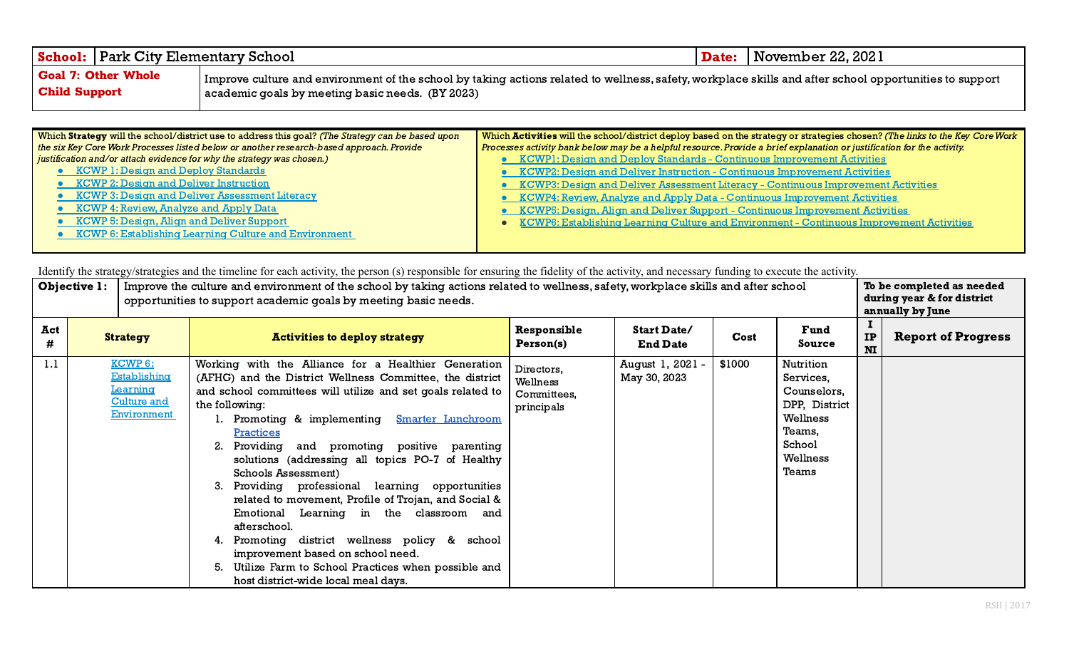| **School:** | Park City Elementary School | **Date:** | November 22, 2021 |
|---|---|---|---|
| **Goal 7: Other Whole Child Support** | Improve culture and environment of the school by taking actions related to wellness, safety, workplace skills and after school opportunities to support academic goals by meeting basic needs. (BY 2023) | | |

| Which **Strategy** will the school/district use to address this goal? *(The Strategy can be based upon the six Key Core Work Processes listed below or another research-based approach. Provide justification and/or attach evidence for why the strategy was chosen.)* | Which **Activities** will the school/district deploy based on the strategy or strategies chosen? *(The links to the Key Core Work Processes activity bank below may be a helpful resource. Provide a brief explanation or justification for the activity.* |
|---|---|
| • KCWP 1: Design and Deploy Standards<br>• KCWP 2: Design and Deliver Instruction<br>• KCWP 3: Design and Deliver Assessment Literacy<br>• KCWP 4: Review, Analyze and Apply Data<br>• KCWP 5: Design, Align and Deliver Support<br>• KCWP 6: Establishing Learning Culture and Environment | • KCWP1: Design and Deploy Standards - Continuous Improvement Activities<br>• KCWP2: Design and Deliver Instruction - Continuous Improvement Activities<br>• KCWP3: Design and Deliver Assessment Literacy - Continuous Improvement Activities<br>• KCWP4: Review, Analyze and Apply Data - Continuous Improvement Activities<br>• KCWP5: Design, Align and Deliver Support - Continuous Improvement Activities<br>• KCWP6: Establishing Learning Culture and Environment - Continuous Improvement Activities |

Identify the strategy/strategies and the timeline for each activity, the person (s) responsible for ensuring the fidelity of the activity, and necessary funding to execute the activity.

| **Objective 1:** | Improve the culture and environment of the school by taking actions related to wellness, safety, workplace skills and after school opportunities to support academic goals by meeting basic needs. | | | | | | **To be completed as needed during year & for district annually by June** | |
|---|---|---|---|---|---|---|---|---|
| **Act #** | **Strategy** | **Activities to deploy strategy** | **Responsible Person(s)** | **Start Date/ End Date** | **Cost** | **Fund Source** | **I IP NI** | **Report of Progress** |
| 1.1 | KCWP 6: Establishing Learning Culture and Environment | Working with the Alliance for a Healthier Generation (AFHG) and the District Wellness Committee, the district and school committees will utilize and set goals related to the following:<br>1. Promoting & implementing Smarter Lunchroom Practices<br>2. Providing and promoting positive parenting solutions (addressing all topics PO-7 of Healthy Schools Assessment)<br>3. Providing professional learning opportunities related to movement, Profile of Trojan, and Social & Emotional Learning in the classroom and afterschool.<br>4. Promoting district wellness policy & school improvement based on school need.<br>5. Utilize Farm to School Practices when possible and host district-wide local meal days. | Directors, Wellness Committees, principals | August 1, 2021 - May 30, 2023 | $1000 | Nutrition Services, Counselors, DPP, District Wellness Teams, School Wellness Teams | | |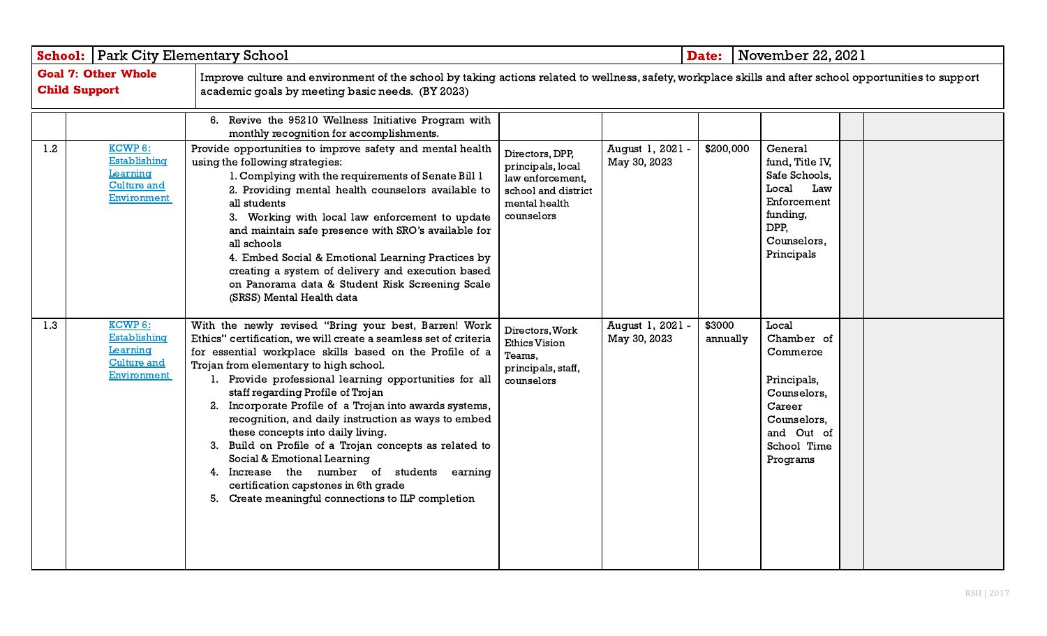| **School:** | Park City Elementary School | **Date:** | November 22, 2021 |
|---|---|---|---|
| **Goal 7: Other Whole Child Support** | Improve culture and environment of the school by taking actions related to wellness, safety, workplace skills and after school opportunities to support academic goals by meeting basic needs. (BY 2023) | | |

| | | | | | | | | |
|---|---|---|---|---|---|---|---|---|
| | | 6. Revive the 95210 Wellness Initiative Program with monthly recognition for accomplishments. | | | | | | |
| 1.2 | KCWP 6: Establishing Learning Culture and Environment | Provide opportunities to improve safety and mental health using the following strategies:<br>1. Complying with the requirements of Senate Bill 1<br>2. Providing mental health counselors available to all students<br>3. Working with local law enforcement to update and maintain safe presence with SRO's available for all schools<br>4. Embed Social & Emotional Learning Practices by creating a system of delivery and execution based on Panorama data & Student Risk Screening Scale (SRSS) Mental Health data | Directors, DPP, principals, local law enforcement, school and district mental health counselors | August 1, 2021 - May 30, 2023 | $200,000 | General fund, Title IV, Safe Schools, Local Law Enforcement funding, DPP, Counselors, Principals | | |
| 1.3 | KCWP 6: Establishing Learning Culture and Environment | With the newly revised "Bring your best, Barren! Work Ethics" certification, we will create a seamless set of criteria for essential workplace skills based on the Profile of a Trojan from elementary to high school.<br>1. Provide professional learning opportunities for all staff regarding Profile of Trojan<br>2. Incorporate Profile of a Trojan into awards systems, recognition, and daily instruction as ways to embed these concepts into daily living.<br>3. Build on Profile of a Trojan concepts as related to Social & Emotional Learning<br>4. Increase the number of students earning certification capstones in 6th grade<br>5. Create meaningful connections to ILP completion | Directors, Work Ethics Vision Teams, principals, staff, counselors | August 1, 2021 - May 30, 2023 | $3000 annually | Local Chamber of Commerce<br><br>Principals, Counselors, Career Counselors, and Out of School Time Programs | | |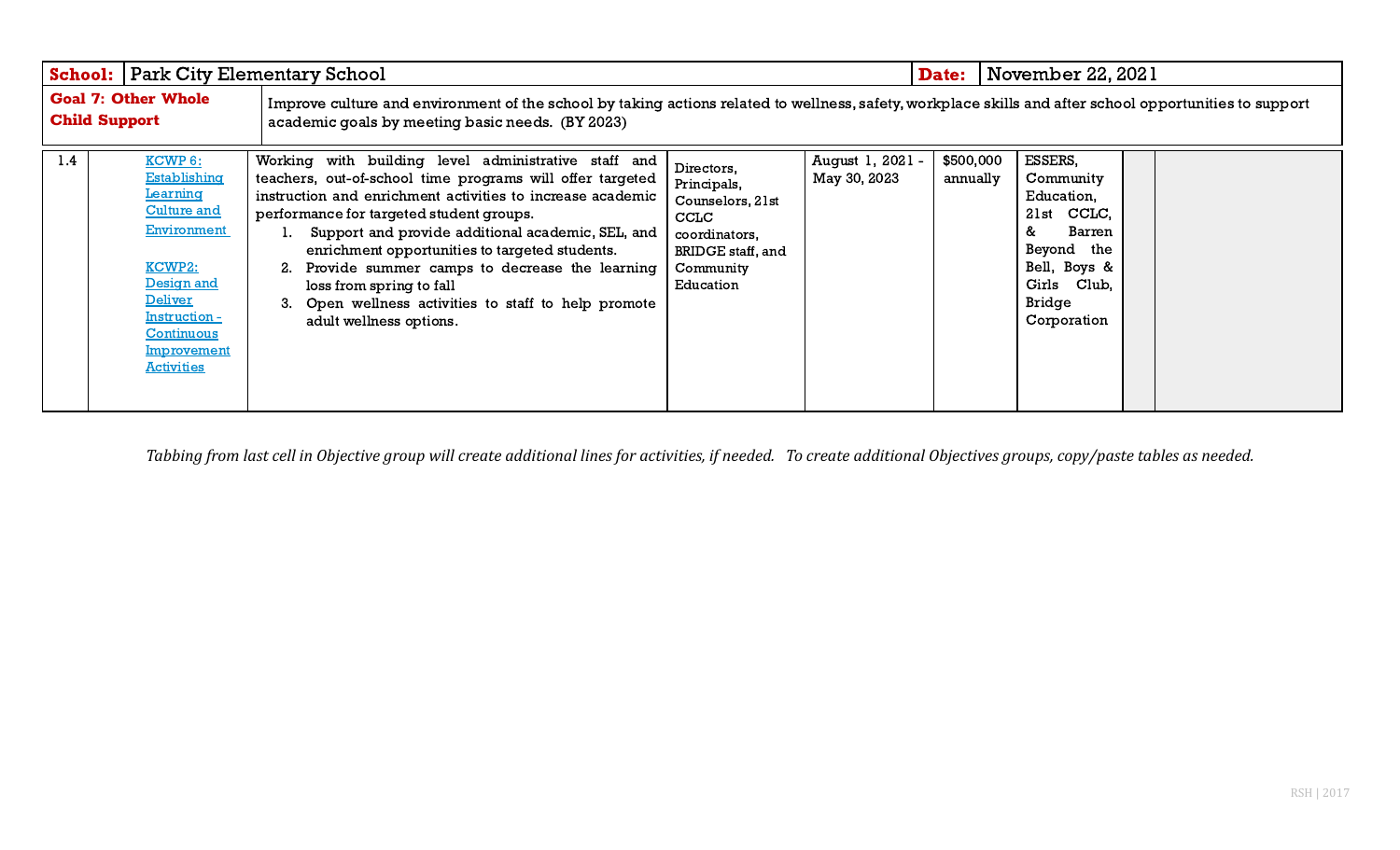| School: | Park City Elementary School | Date: | November 22, 2021 |
|---|---|---|---|
| **Goal 7: Other Whole Child Support** | Improve culture and environment of the school by taking actions related to wellness, safety, workplace skills and after school opportunities to support academic goals by meeting basic needs. (BY 2023) | | |

| | | | | | | | | |
|---|---|---|---|---|---|---|---|---|
| 1.4 | KCWP 6: Establishing Learning Culture and Environment<br><br>KCWP2: Design and Deliver Instruction - Continuous Improvement Activities | Working with building level administrative staff and teachers, out-of-school time programs will offer targeted instruction and enrichment activities to increase academic performance for targeted student groups.<br>1. Support and provide additional academic, SEL, and enrichment opportunities to targeted students.<br>2. Provide summer camps to decrease the learning loss from spring to fall<br>3. Open wellness activities to staff to help promote adult wellness options. | Directors, Principals, Counselors, 21st CCLC coordinators, BRIDGE staff, and Community Education | August 1, 2021 - May 30, 2023 | $500,000 annually | ESSERS, Community Education, 21st CCLC, & Barren Beyond the Bell, Boys & Girls Club, Bridge Corporation | | |

*Tabbing from last cell in Objective group will create additional lines for activities, if needed. To create additional Objectives groups, copy/paste tables as needed.*